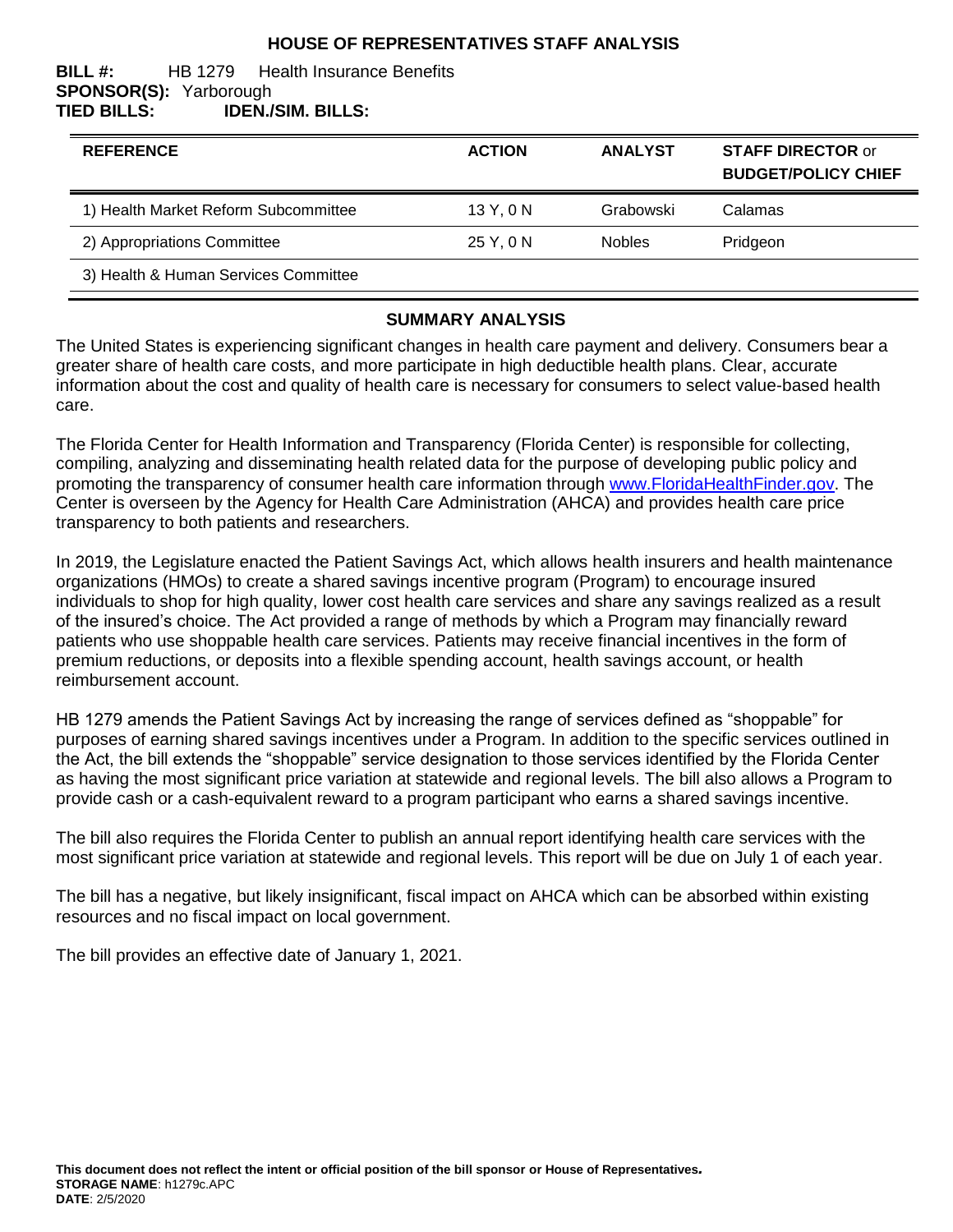# HOUSE OF REPRESENTATIVES STAFF ANALYSIS

**BILL #:** HB 1279 Health Insurance Benefits
**SPONSOR(S):** Yarborough
**TIED BILLS:** **IDEN./SIM. BILLS:**

| REFERENCE | ACTION | ANALYST | STAFF DIRECTOR or BUDGET/POLICY CHIEF |
|---|---|---|---|
| 1) Health Market Reform Subcommittee | 13 Y, 0 N | Grabowski | Calamas |
| 2) Appropriations Committee | 25 Y, 0 N | Nobles | Pridgeon |
| 3) Health & Human Services Committee | | | |

## SUMMARY ANALYSIS

The United States is experiencing significant changes in health care payment and delivery. Consumers bear a greater share of health care costs, and more participate in high deductible health plans. Clear, accurate information about the cost and quality of health care is necessary for consumers to select value-based health care.

The Florida Center for Health Information and Transparency (Florida Center) is responsible for collecting, compiling, analyzing and disseminating health related data for the purpose of developing public policy and promoting the transparency of consumer health care information through www.FloridaHealthFinder.gov. The Center is overseen by the Agency for Health Care Administration (AHCA) and provides health care price transparency to both patients and researchers.

In 2019, the Legislature enacted the Patient Savings Act, which allows health insurers and health maintenance organizations (HMOs) to create a shared savings incentive program (Program) to encourage insured individuals to shop for high quality, lower cost health care services and share any savings realized as a result of the insured's choice. The Act provided a range of methods by which a Program may financially reward patients who use shoppable health care services. Patients may receive financial incentives in the form of premium reductions, or deposits into a flexible spending account, health savings account, or health reimbursement account.

HB 1279 amends the Patient Savings Act by increasing the range of services defined as "shoppable" for purposes of earning shared savings incentives under a Program. In addition to the specific services outlined in the Act, the bill extends the "shoppable" service designation to those services identified by the Florida Center as having the most significant price variation at statewide and regional levels. The bill also allows a Program to provide cash or a cash-equivalent reward to a program participant who earns a shared savings incentive.

The bill also requires the Florida Center to publish an annual report identifying health care services with the most significant price variation at statewide and regional levels. This report will be due on July 1 of each year.

The bill has a negative, but likely insignificant, fiscal impact on AHCA which can be absorbed within existing resources and no fiscal impact on local government.

The bill provides an effective date of January 1, 2021.

**This document does not reflect the intent or official position of the bill sponsor or House of Representatives.**
**STORAGE NAME**: h1279c.APC
**DATE**: 2/5/2020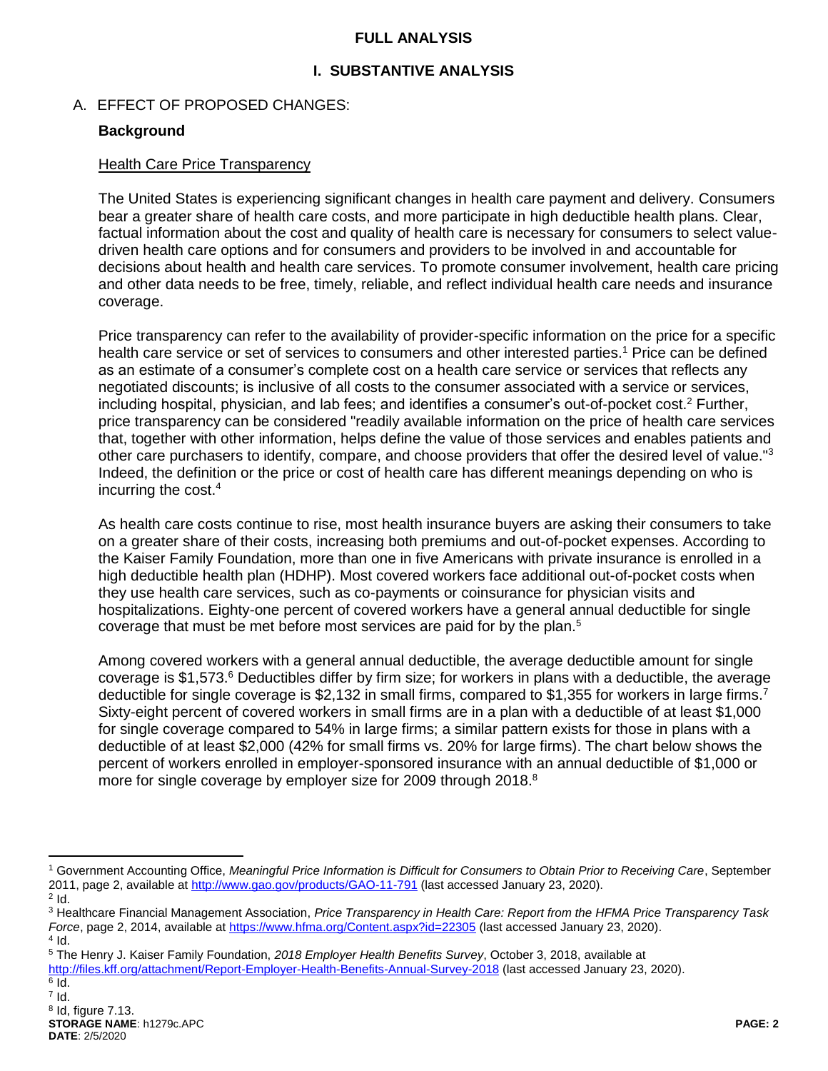# FULL ANALYSIS

## I. SUBSTANTIVE ANALYSIS

A. EFFECT OF PROPOSED CHANGES:

### Background

Health Care Price Transparency

The United States is experiencing significant changes in health care payment and delivery. Consumers bear a greater share of health care costs, and more participate in high deductible health plans. Clear, factual information about the cost and quality of health care is necessary for consumers to select value-driven health care options and for consumers and providers to be involved in and accountable for decisions about health and health care services. To promote consumer involvement, health care pricing and other data needs to be free, timely, reliable, and reflect individual health care needs and insurance coverage.

Price transparency can refer to the availability of provider-specific information on the price for a specific health care service or set of services to consumers and other interested parties.[1] Price can be defined as an estimate of a consumer's complete cost on a health care service or services that reflects any negotiated discounts; is inclusive of all costs to the consumer associated with a service or services, including hospital, physician, and lab fees; and identifies a consumer's out-of-pocket cost.[2] Further, price transparency can be considered "readily available information on the price of health care services that, together with other information, helps define the value of those services and enables patients and other care purchasers to identify, compare, and choose providers that offer the desired level of value."[3] Indeed, the definition or the price or cost of health care has different meanings depending on who is incurring the cost.[4]

As health care costs continue to rise, most health insurance buyers are asking their consumers to take on a greater share of their costs, increasing both premiums and out-of-pocket expenses. According to the Kaiser Family Foundation, more than one in five Americans with private insurance is enrolled in a high deductible health plan (HDHP). Most covered workers face additional out-of-pocket costs when they use health care services, such as co-payments or coinsurance for physician visits and hospitalizations. Eighty-one percent of covered workers have a general annual deductible for single coverage that must be met before most services are paid for by the plan.[5]

Among covered workers with a general annual deductible, the average deductible amount for single coverage is $1,573.[6] Deductibles differ by firm size; for workers in plans with a deductible, the average deductible for single coverage is $2,132 in small firms, compared to $1,355 for workers in large firms.[7] Sixty-eight percent of covered workers in small firms are in a plan with a deductible of at least $1,000 for single coverage compared to 54% in large firms; a similar pattern exists for those in plans with a deductible of at least $2,000 (42% for small firms vs. 20% for large firms). The chart below shows the percent of workers enrolled in employer-sponsored insurance with an annual deductible of $1,000 or more for single coverage by employer size for 2009 through 2018.[8]

---

[1] Government Accounting Office, *Meaningful Price Information is Difficult for Consumers to Obtain Prior to Receiving Care*, September 2011, page 2, available at http://www.gao.gov/products/GAO-11-791 (last accessed January 23, 2020).

[2] Id.

[3] Healthcare Financial Management Association, *Price Transparency in Health Care: Report from the HFMA Price Transparency Task Force*, page 2, 2014, available at https://www.hfma.org/Content.aspx?id=22305 (last accessed January 23, 2020).

[4] Id.

[5] The Henry J. Kaiser Family Foundation, *2018 Employer Health Benefits Survey*, October 3, 2018, available at http://files.kff.org/attachment/Report-Employer-Health-Benefits-Annual-Survey-2018 (last accessed January 23, 2020).

[6] Id.

[7] Id.

[8] Id, figure 7.13.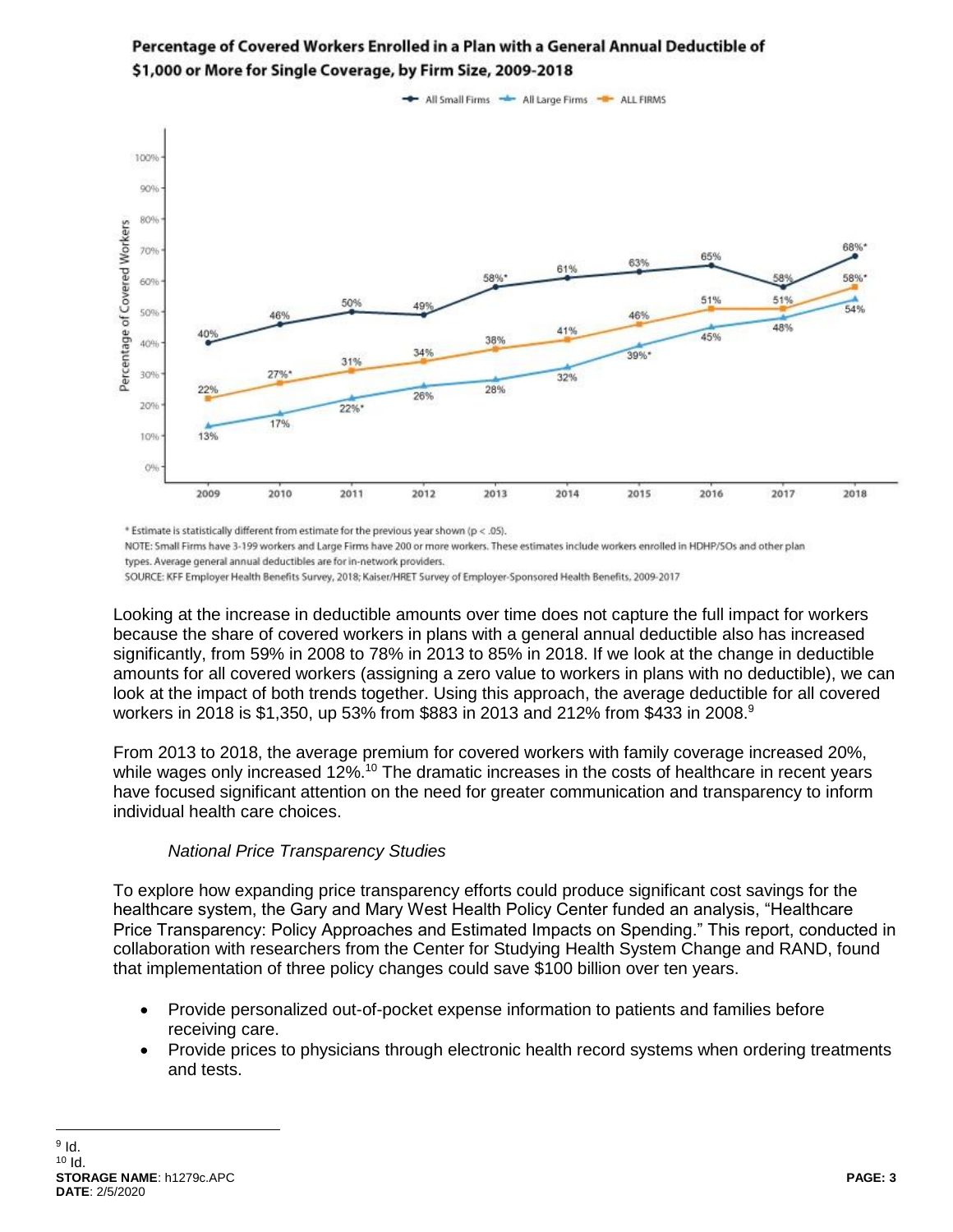**Percentage of Covered Workers Enrolled in a Plan with a General Annual Deductible of $1,000 or More for Single Coverage, by Firm Size, 2009-2018**

| Year | All Small Firms | All Large Firms | ALL FIRMS |
|---|---|---|---|
| 2009 | 40% | 13% | 22% |
| 2010 | 46% | 17% | 27%* |
| 2011 | 50% | 22%* | 31% |
| 2012 | 49% | 26% | 34% |
| 2013 | 58%* | 28% | 38% |
| 2014 | 61% | 32% | 41% |
| 2015 | 63% | 39%* | 46% |
| 2016 | 65% | 45% | 51% |
| 2017 | 58% | 48% | 51% |
| 2018 | 68%* | 54% | 58%* |

* Estimate is statistically different from estimate for the previous year shown (p < .05).

NOTE: Small Firms have 3-199 workers and Large Firms have 200 or more workers. These estimates include workers enrolled in HDHP/SOs and other plan types. Average general annual deductibles are for in-network providers.

SOURCE: KFF Employer Health Benefits Survey, 2018; Kaiser/HRET Survey of Employer-Sponsored Health Benefits, 2009-2017

Looking at the increase in deductible amounts over time does not capture the full impact for workers because the share of covered workers in plans with a general annual deductible also has increased significantly, from 59% in 2008 to 78% in 2013 to 85% in 2018. If we look at the change in deductible amounts for all covered workers (assigning a zero value to workers in plans with no deductible), we can look at the impact of both trends together. Using this approach, the average deductible for all covered workers in 2018 is $1,350, up 53% from $883 in 2013 and 212% from $433 in 2008.[9]

From 2013 to 2018, the average premium for covered workers with family coverage increased 20%, while wages only increased 12%.[10] The dramatic increases in the costs of healthcare in recent years have focused significant attention on the need for greater communication and transparency to inform individual health care choices.

*National Price Transparency Studies*

To explore how expanding price transparency efforts could produce significant cost savings for the healthcare system, the Gary and Mary West Health Policy Center funded an analysis, "Healthcare Price Transparency: Policy Approaches and Estimated Impacts on Spending." This report, conducted in collaboration with researchers from the Center for Studying Health System Change and RAND, found that implementation of three policy changes could save $100 billion over ten years.

- Provide personalized out-of-pocket expense information to patients and families before receiving care.
- Provide prices to physicians through electronic health record systems when ordering treatments and tests.

[9] Id.

[10] Id.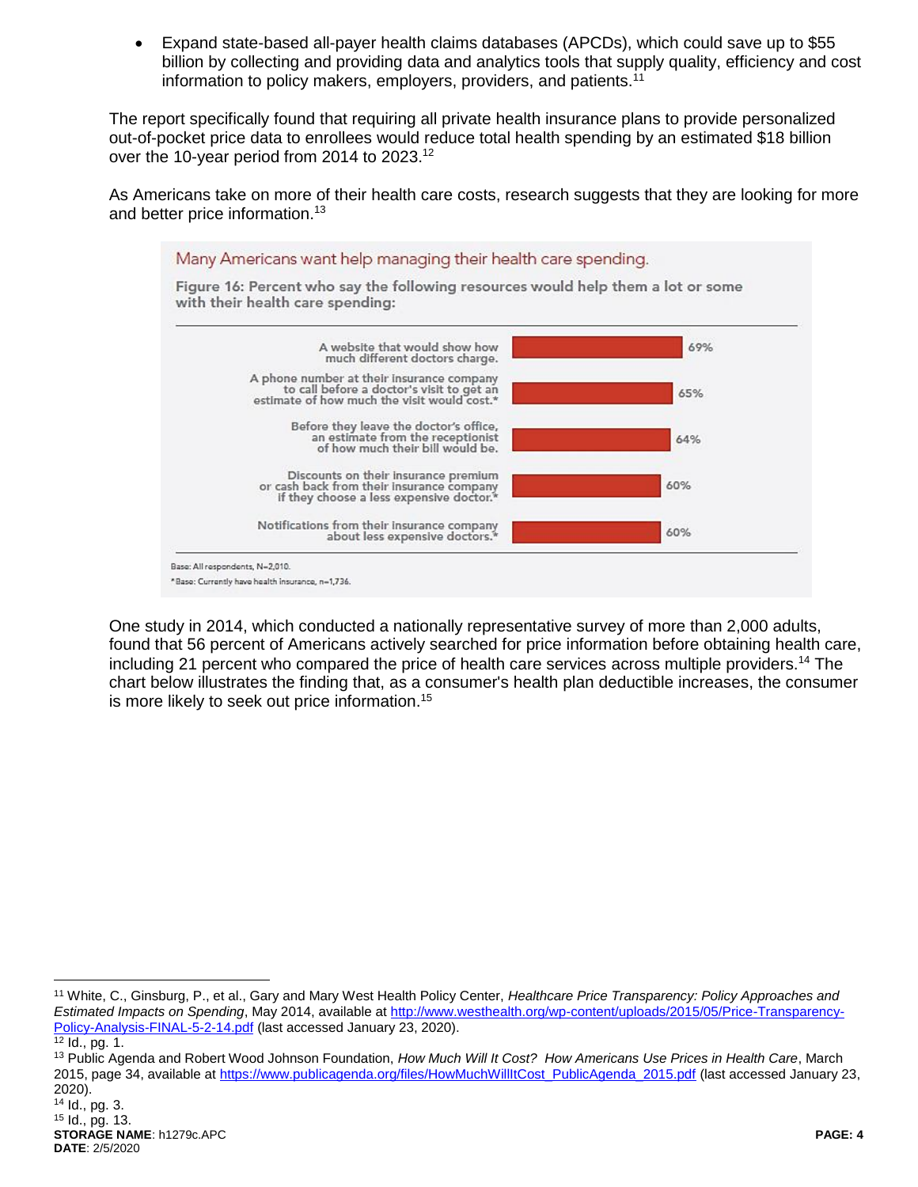- Expand state-based all-payer health claims databases (APCDs), which could save up to $55 billion by collecting and providing data and analytics tools that supply quality, efficiency and cost information to policy makers, employers, providers, and patients.[11]

The report specifically found that requiring all private health insurance plans to provide personalized out-of-pocket price data to enrollees would reduce total health spending by an estimated $18 billion over the 10-year period from 2014 to 2023.[12]

As Americans take on more of their health care costs, research suggests that they are looking for more and better price information.[13]

Many Americans want help managing their health care spending.

**Figure 16: Percent who say the following resources would help them a lot or some with their health care spending:**

| Resource | Percent |
|---|---|
| A website that would show how much different doctors charge. | 69% |
| A phone number at their insurance company to call before a doctor's visit to get an estimate of how much the visit would cost.* | 65% |
| Before they leave the doctor's office, an estimate from the receptionist of how much their bill would be. | 64% |
| Discounts on their insurance premium or cash back from their insurance company if they choose a less expensive doctor.* | 60% |
| Notifications from their insurance company about less expensive doctors.* | 60% |

Base: All respondents, N=2,010.
*Base: Currently have health insurance, n=1,736.

One study in 2014, which conducted a nationally representative survey of more than 2,000 adults, found that 56 percent of Americans actively searched for price information before obtaining health care, including 21 percent who compared the price of health care services across multiple providers.[14] The chart below illustrates the finding that, as a consumer's health plan deductible increases, the consumer is more likely to seek out price information.[15]

---

[11] White, C., Ginsburg, P., et al., Gary and Mary West Health Policy Center, *Healthcare Price Transparency: Policy Approaches and Estimated Impacts on Spending*, May 2014, available at http://www.westhealth.org/wp-content/uploads/2015/05/Price-Transparency-Policy-Analysis-FINAL-5-2-14.pdf (last accessed January 23, 2020).

[12] Id., pg. 1.

[13] Public Agenda and Robert Wood Johnson Foundation, *How Much Will It Cost? How Americans Use Prices in Health Care*, March 2015, page 34, available at https://www.publicagenda.org/files/HowMuchWillItCost_PublicAgenda_2015.pdf (last accessed January 23, 2020).

[14] Id., pg. 3.

[15] Id., pg. 13.

**STORAGE NAME**: h1279c.APC
**DATE**: 2/5/2020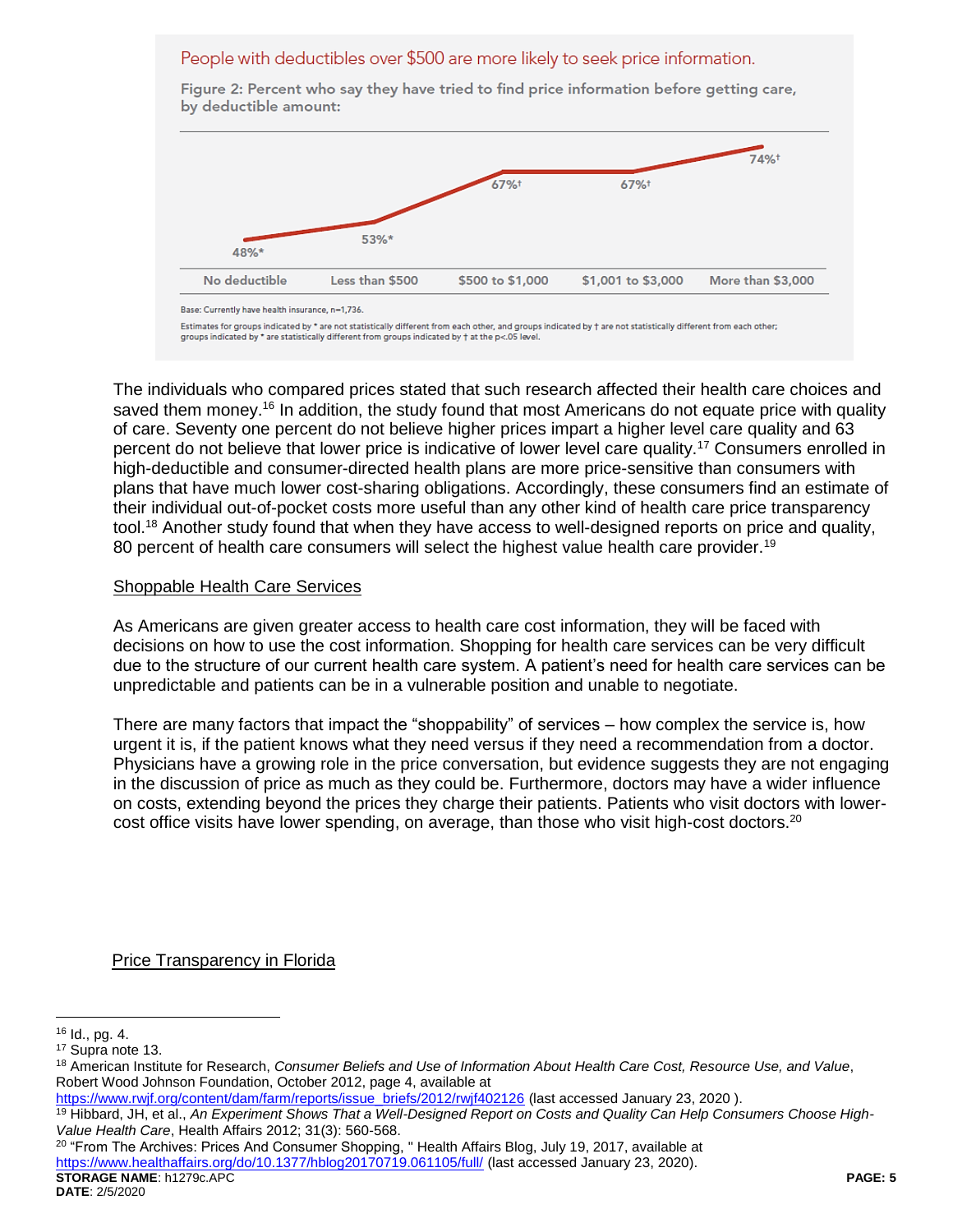People with deductibles over $500 are more likely to seek price information.

**Figure 2: Percent who say they have tried to find price information before getting care, by deductible amount:**

| No deductible | Less than $500 | $500 to $1,000 | $1,001 to $3,000 | More than $3,000 |
| --- | --- | --- | --- | --- |
| 48%* | 53%* | 67%† | 67%† | 74%† |

Base: Currently have health insurance, n=1,736.

Estimates for groups indicated by * are not statistically different from each other, and groups indicated by † are not statistically different from each other; groups indicated by * are statistically different from groups indicated by † at the p<.05 level.

The individuals who compared prices stated that such research affected their health care choices and saved them money.[16] In addition, the study found that most Americans do not equate price with quality of care. Seventy one percent do not believe higher prices impart a higher level care quality and 63 percent do not believe that lower price is indicative of lower level care quality.[17] Consumers enrolled in high-deductible and consumer-directed health plans are more price-sensitive than consumers with plans that have much lower cost-sharing obligations. Accordingly, these consumers find an estimate of their individual out-of-pocket costs more useful than any other kind of health care price transparency tool.[18] Another study found that when they have access to well-designed reports on price and quality, 80 percent of health care consumers will select the highest value health care provider.[19]

<u>Shoppable Health Care Services</u>

As Americans are given greater access to health care cost information, they will be faced with decisions on how to use the cost information. Shopping for health care services can be very difficult due to the structure of our current health care system. A patient's need for health care services can be unpredictable and patients can be in a vulnerable position and unable to negotiate.

There are many factors that impact the "shoppability" of services – how complex the service is, how urgent it is, if the patient knows what they need versus if they need a recommendation from a doctor. Physicians have a growing role in the price conversation, but evidence suggests they are not engaging in the discussion of price as much as they could be. Furthermore, doctors may have a wider influence on costs, extending beyond the prices they charge their patients. Patients who visit doctors with lower-cost office visits have lower spending, on average, than those who visit high-cost doctors.[20]

<u>Price Transparency in Florida</u>

---

[16] Id., pg. 4.

[17] Supra note 13.

[18] American Institute for Research, *Consumer Beliefs and Use of Information About Health Care Cost, Resource Use, and Value*, Robert Wood Johnson Foundation, October 2012, page 4, available at https://www.rwjf.org/content/dam/farm/reports/issue_briefs/2012/rwjf402126 (last accessed January 23, 2020 ).

[19] Hibbard, JH, et al., *An Experiment Shows That a Well-Designed Report on Costs and Quality Can Help Consumers Choose High-Value Health Care*, Health Affairs 2012; 31(3): 560-568.

[20] "From The Archives: Prices And Consumer Shopping, " Health Affairs Blog, July 19, 2017, available at https://www.healthaffairs.org/do/10.1377/hblog20170719.061105/full/ (last accessed January 23, 2020).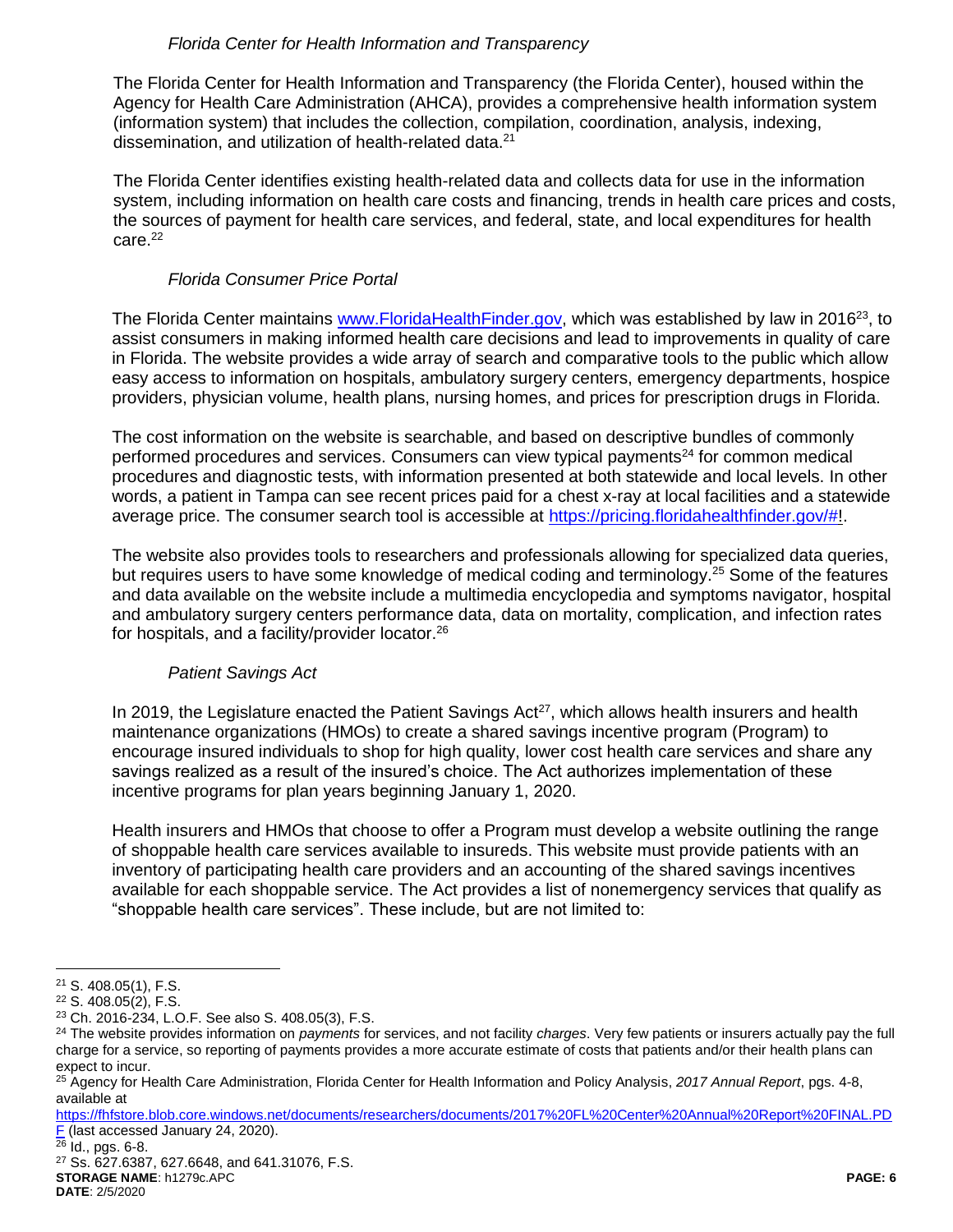*Florida Center for Health Information and Transparency*

The Florida Center for Health Information and Transparency (the Florida Center), housed within the Agency for Health Care Administration (AHCA), provides a comprehensive health information system (information system) that includes the collection, compilation, coordination, analysis, indexing, dissemination, and utilization of health-related data.[21]

The Florida Center identifies existing health-related data and collects data for use in the information system, including information on health care costs and financing, trends in health care prices and costs, the sources of payment for health care services, and federal, state, and local expenditures for health care.[22]

*Florida Consumer Price Portal*

The Florida Center maintains [www.FloridaHealthFinder.gov](www.FloridaHealthFinder.gov), which was established by law in 2016[23], to assist consumers in making informed health care decisions and lead to improvements in quality of care in Florida. The website provides a wide array of search and comparative tools to the public which allow easy access to information on hospitals, ambulatory surgery centers, emergency departments, hospice providers, physician volume, health plans, nursing homes, and prices for prescription drugs in Florida.

The cost information on the website is searchable, and based on descriptive bundles of commonly performed procedures and services. Consumers can view typical payments[24] for common medical procedures and diagnostic tests, with information presented at both statewide and local levels. In other words, a patient in Tampa can see recent prices paid for a chest x-ray at local facilities and a statewide average price. The consumer search tool is accessible at [https://pricing.floridahealthfinder.gov/#!](https://pricing.floridahealthfinder.gov/#!).

The website also provides tools to researchers and professionals allowing for specialized data queries, but requires users to have some knowledge of medical coding and terminology.[25] Some of the features and data available on the website include a multimedia encyclopedia and symptoms navigator, hospital and ambulatory surgery centers performance data, data on mortality, complication, and infection rates for hospitals, and a facility/provider locator.[26]

*Patient Savings Act*

In 2019, the Legislature enacted the Patient Savings Act[27], which allows health insurers and health maintenance organizations (HMOs) to create a shared savings incentive program (Program) to encourage insured individuals to shop for high quality, lower cost health care services and share any savings realized as a result of the insured's choice. The Act authorizes implementation of these incentive programs for plan years beginning January 1, 2020.

Health insurers and HMOs that choose to offer a Program must develop a website outlining the range of shoppable health care services available to insureds. This website must provide patients with an inventory of participating health care providers and an accounting of the shared savings incentives available for each shoppable service. The Act provides a list of nonemergency services that qualify as "shoppable health care services". These include, but are not limited to:

---

[21] S. 408.05(1), F.S.

[22] S. 408.05(2), F.S.

[23] Ch. 2016-234, L.O.F. See also S. 408.05(3), F.S.

[24] The website provides information on *payments* for services, and not facility *charges*. Very few patients or insurers actually pay the full charge for a service, so reporting of payments provides a more accurate estimate of costs that patients and/or their health plans can expect to incur.

[25] Agency for Health Care Administration, Florida Center for Health Information and Policy Analysis, *2017 Annual Report*, pgs. 4-8, available at [https://fhfstore.blob.core.windows.net/documents/researchers/documents/2017%20FL%20Center%20Annual%20Report%20FINAL.PDF](https://fhfstore.blob.core.windows.net/documents/researchers/documents/2017%20FL%20Center%20Annual%20Report%20FINAL.PDF) (last accessed January 24, 2020).

[26] Id., pgs. 6-8.

[27] Ss. 627.6387, 627.6648, and 641.31076, F.S.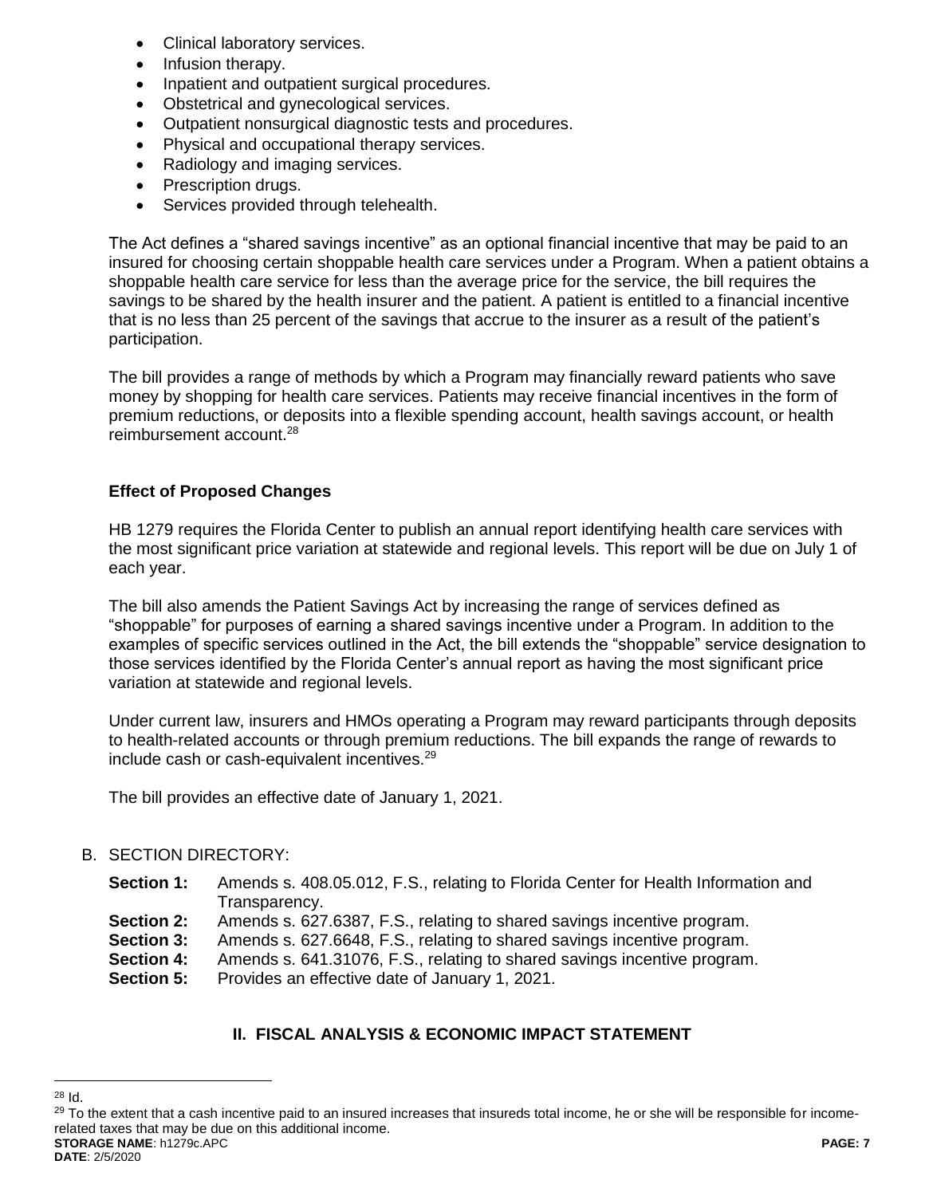- Clinical laboratory services.
- Infusion therapy.
- Inpatient and outpatient surgical procedures.
- Obstetrical and gynecological services.
- Outpatient nonsurgical diagnostic tests and procedures.
- Physical and occupational therapy services.
- Radiology and imaging services.
- Prescription drugs.
- Services provided through telehealth.

The Act defines a "shared savings incentive" as an optional financial incentive that may be paid to an insured for choosing certain shoppable health care services under a Program. When a patient obtains a shoppable health care service for less than the average price for the service, the bill requires the savings to be shared by the health insurer and the patient. A patient is entitled to a financial incentive that is no less than 25 percent of the savings that accrue to the insurer as a result of the patient's participation.

The bill provides a range of methods by which a Program may financially reward patients who save money by shopping for health care services. Patients may receive financial incentives in the form of premium reductions, or deposits into a flexible spending account, health savings account, or health reimbursement account.[28]

**Effect of Proposed Changes**

HB 1279 requires the Florida Center to publish an annual report identifying health care services with the most significant price variation at statewide and regional levels. This report will be due on July 1 of each year.

The bill also amends the Patient Savings Act by increasing the range of services defined as "shoppable" for purposes of earning a shared savings incentive under a Program. In addition to the examples of specific services outlined in the Act, the bill extends the "shoppable" service designation to those services identified by the Florida Center's annual report as having the most significant price variation at statewide and regional levels.

Under current law, insurers and HMOs operating a Program may reward participants through deposits to health-related accounts or through premium reductions. The bill expands the range of rewards to include cash or cash-equivalent incentives.[29]

The bill provides an effective date of January 1, 2021.

B. SECTION DIRECTORY:

**Section 1:** Amends s. 408.05.012, F.S., relating to Florida Center for Health Information and Transparency.
**Section 2:** Amends s. 627.6387, F.S., relating to shared savings incentive program.
**Section 3:** Amends s. 627.6648, F.S., relating to shared savings incentive program.
**Section 4:** Amends s. 641.31076, F.S., relating to shared savings incentive program.
**Section 5:** Provides an effective date of January 1, 2021.

## II. FISCAL ANALYSIS & ECONOMIC IMPACT STATEMENT

[28] Id.

[29] To the extent that a cash incentive paid to an insured increases that insureds total income, he or she will be responsible for income-related taxes that may be due on this additional income.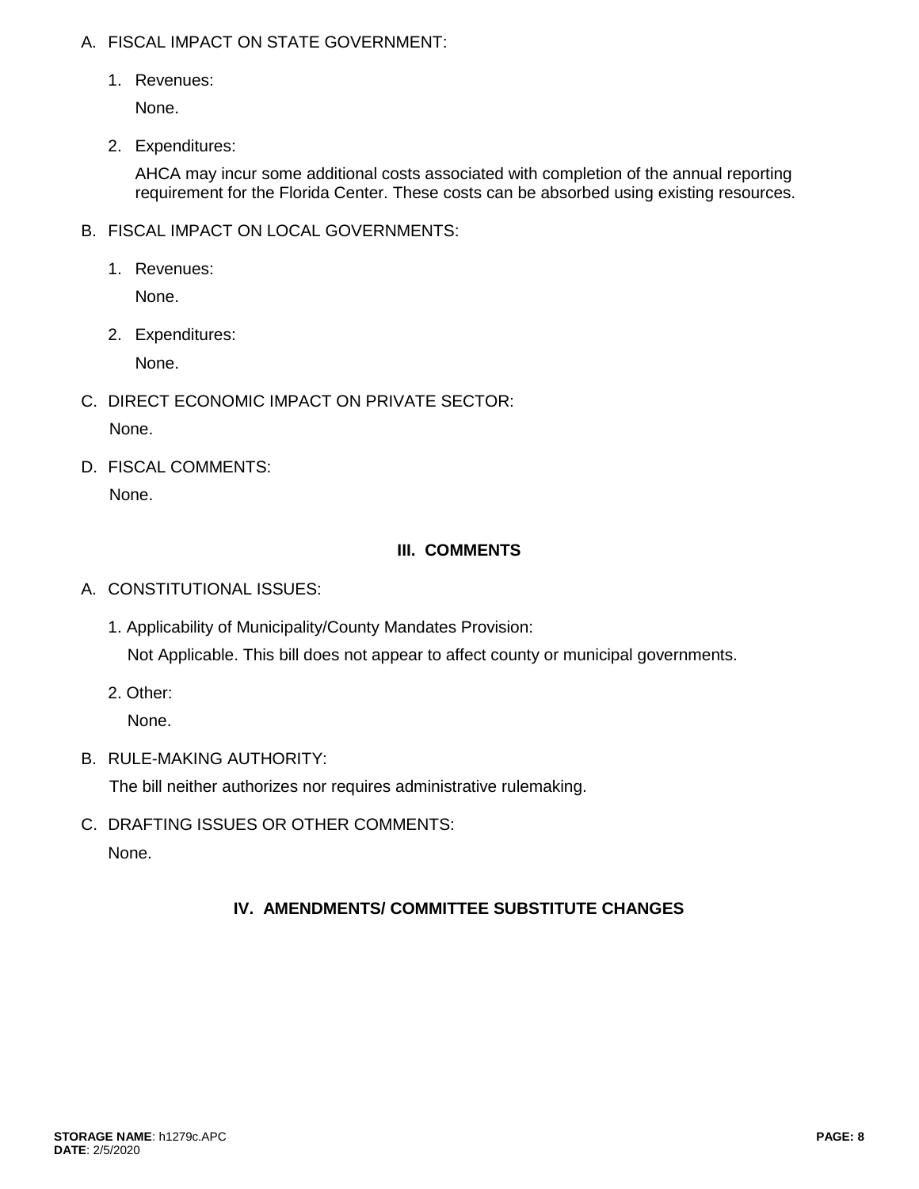A. FISCAL IMPACT ON STATE GOVERNMENT:

1. Revenues:

   None.

2. Expenditures:

   AHCA may incur some additional costs associated with completion of the annual reporting requirement for the Florida Center. These costs can be absorbed using existing resources.

B. FISCAL IMPACT ON LOCAL GOVERNMENTS:

1. Revenues:

   None.

2. Expenditures:

   None.

C. DIRECT ECONOMIC IMPACT ON PRIVATE SECTOR:

   None.

D. FISCAL COMMENTS:

   None.

## III. COMMENTS

A. CONSTITUTIONAL ISSUES:

1. Applicability of Municipality/County Mandates Provision:

   Not Applicable. This bill does not appear to affect county or municipal governments.

2. Other:

   None.

B. RULE-MAKING AUTHORITY:

   The bill neither authorizes nor requires administrative rulemaking.

C. DRAFTING ISSUES OR OTHER COMMENTS:

   None.

## IV. AMENDMENTS/ COMMITTEE SUBSTITUTE CHANGES